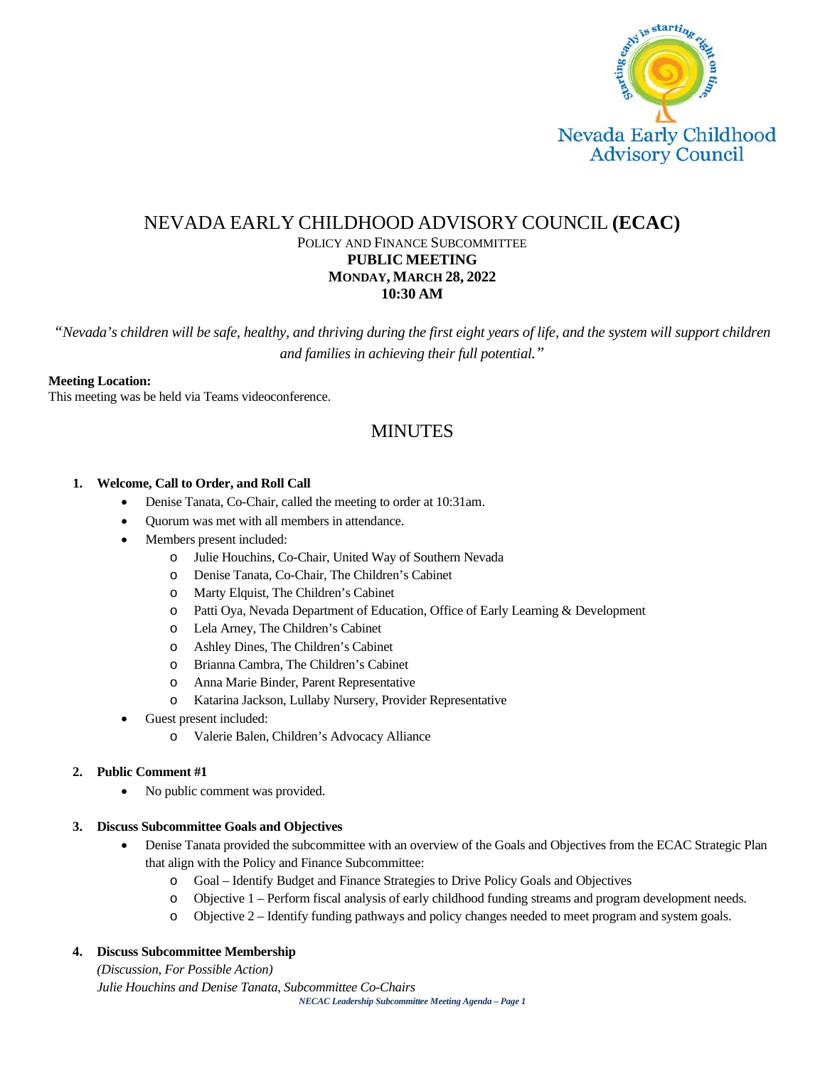# NEVADA EARLY CHILDHOOD ADVISORY COUNCIL **(ECAC)**

POLICY AND FINANCE SUBCOMMITTEE

**PUBLIC MEETING**

**MONDAY, MARCH 28, 2022**

**10:30 AM**

*"Nevada's children will be safe, healthy, and thriving during the first eight years of life, and the system will support children and families in achieving their full potential."*

**Meeting Location:**
This meeting was be held via Teams videoconference.

## MINUTES

1. **Welcome, Call to Order, and Roll Call**
   - Denise Tanata, Co-Chair, called the meeting to order at 10:31am.
   - Quorum was met with all members in attendance.
   - Members present included:
     - Julie Houchins, Co-Chair, United Way of Southern Nevada
     - Denise Tanata, Co-Chair, The Children's Cabinet
     - Marty Elquist, The Children's Cabinet
     - Patti Oya, Nevada Department of Education, Office of Early Learning & Development
     - Lela Arney, The Children's Cabinet
     - Ashley Dines, The Children's Cabinet
     - Brianna Cambra, The Children's Cabinet
     - Anna Marie Binder, Parent Representative
     - Katarina Jackson, Lullaby Nursery, Provider Representative
   - Guest present included:
     - Valerie Balen, Children's Advocacy Alliance

2. **Public Comment #1**
   - No public comment was provided.

3. **Discuss Subcommittee Goals and Objectives**
   - Denise Tanata provided the subcommittee with an overview of the Goals and Objectives from the ECAC Strategic Plan that align with the Policy and Finance Subcommittee:
     - Goal – Identify Budget and Finance Strategies to Drive Policy Goals and Objectives
     - Objective 1 – Perform fiscal analysis of early childhood funding streams and program development needs.
     - Objective 2 – Identify funding pathways and policy changes needed to meet program and system goals.

4. **Discuss Subcommittee Membership**
   *(Discussion, For Possible Action)*
   *Julie Houchins and Denise Tanata, Subcommittee Co-Chairs*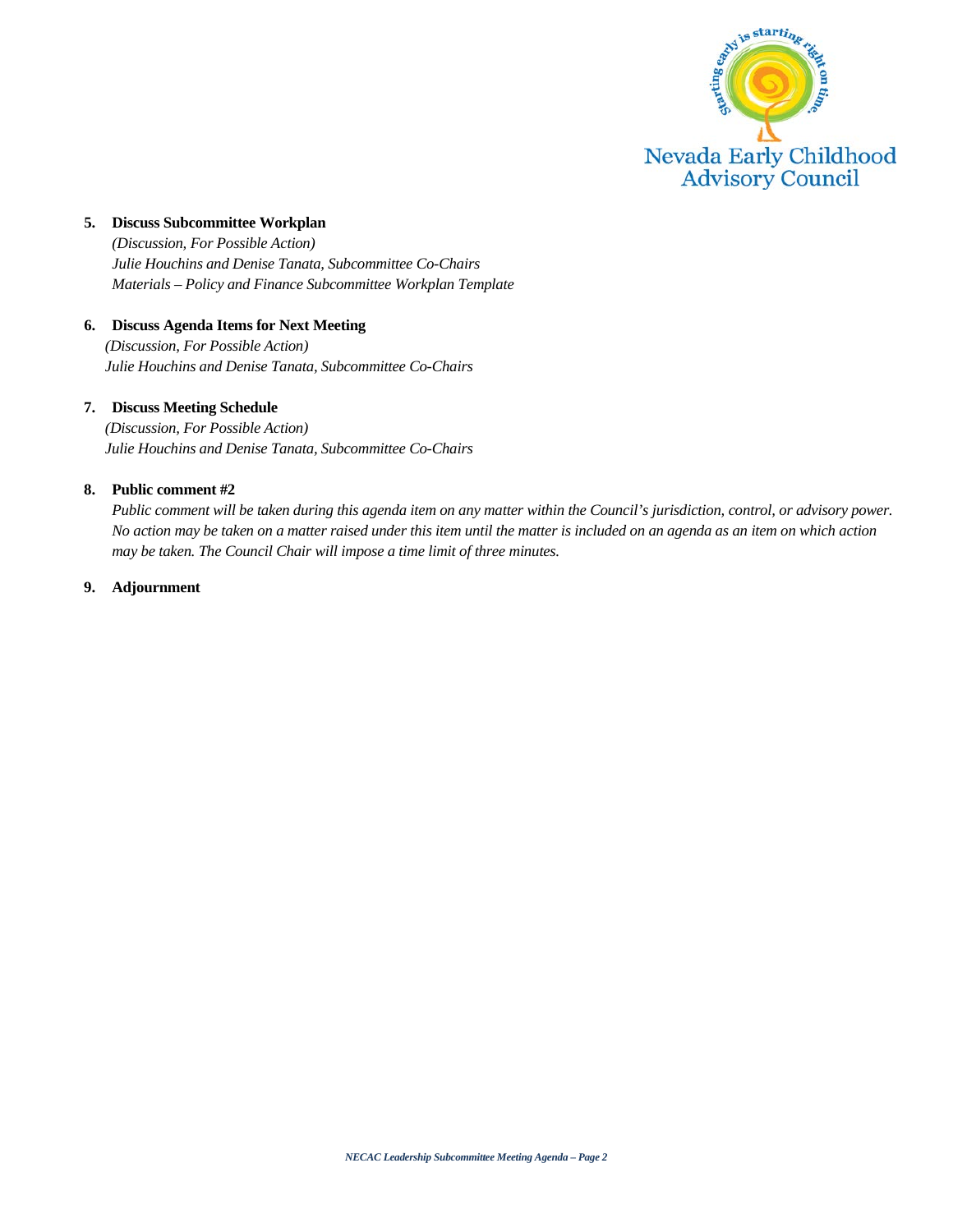5. **Discuss Subcommittee Workplan**
   *(Discussion, For Possible Action)*
   *Julie Houchins and Denise Tanata, Subcommittee Co-Chairs*
   *Materials – Policy and Finance Subcommittee Workplan Template*

6. **Discuss Agenda Items for Next Meeting**
   *(Discussion, For Possible Action)*
   *Julie Houchins and Denise Tanata, Subcommittee Co-Chairs*

7. **Discuss Meeting Schedule**
   *(Discussion, For Possible Action)*
   *Julie Houchins and Denise Tanata, Subcommittee Co-Chairs*

8. **Public comment #2**
   *Public comment will be taken during this agenda item on any matter within the Council's jurisdiction, control, or advisory power. No action may be taken on a matter raised under this item until the matter is included on an agenda as an item on which action may be taken. The Council Chair will impose a time limit of three minutes.*

9. **Adjournment**